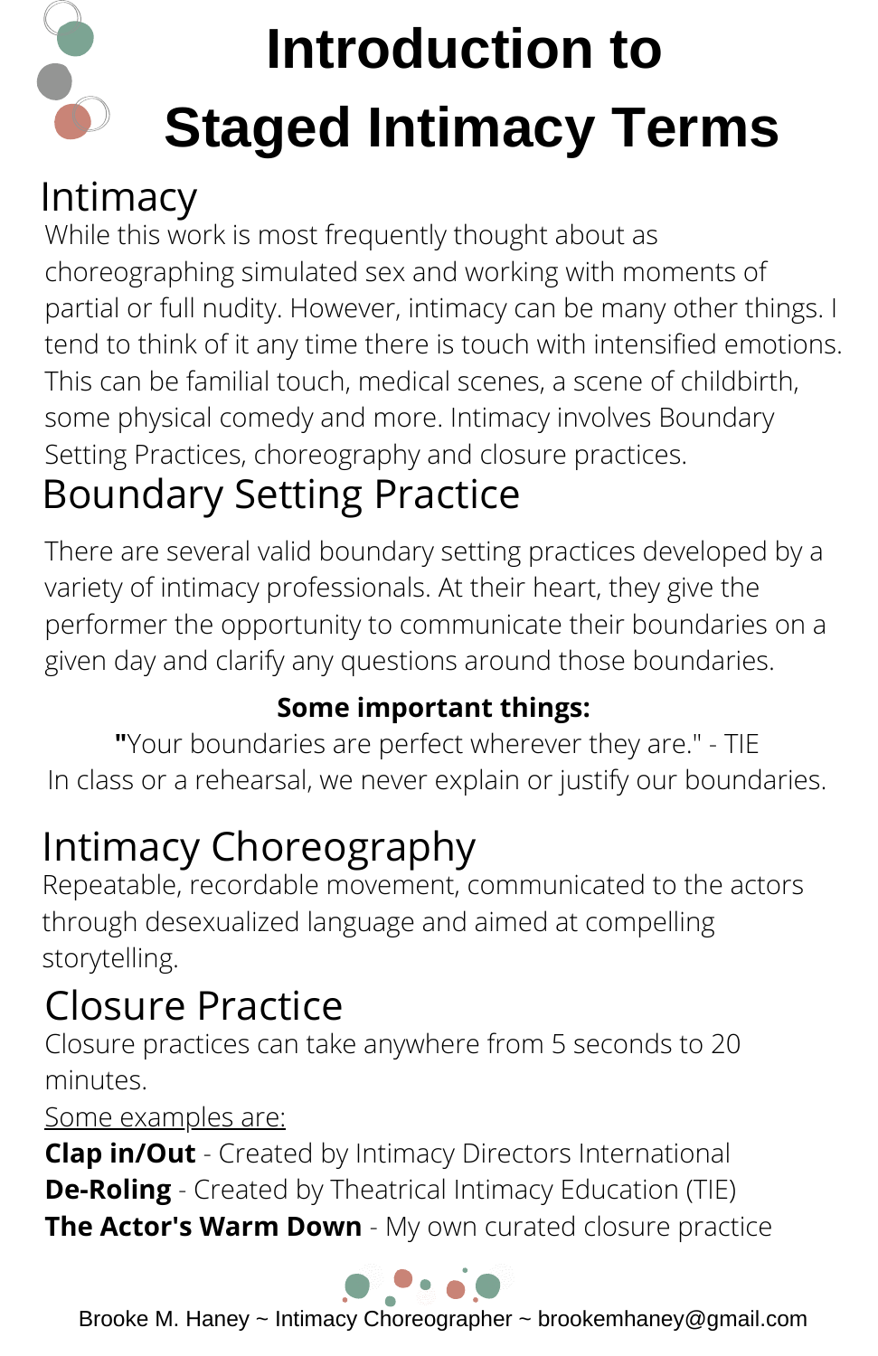# Introduction to Staged Intimacy Terms

## Intimacy

While this work is most frequently thought about as choreographing simulated sex and working with moments of partial or full nudity. However, intimacy can be many other things. I tend to think of it any time there is touch with intensified emotions. This can be familial touch, medical scenes, a scene of childbirth, some physical comedy and more. Intimacy involves Boundary Setting Practices, choreography and closure practices.

## Boundary Setting Practice

There are several valid boundary setting practices developed by a variety of intimacy professionals. At their heart, they give the performer the opportunity to communicate their boundaries on a given day and clarify any questions around those boundaries.

**Some important things:**

**"**Your boundaries are perfect wherever they are." - TIE

In class or a rehearsal, we never explain or justify our boundaries.

## Intimacy Choreography

Repeatable, recordable movement, communicated to the actors through desexualized language and aimed at compelling storytelling.

## Closure Practice

Closure practices can take anywhere from 5 seconds to 20 minutes.

<u>Some examples are:</u>

**Clap in/Out** - Created by Intimacy Directors International

**De-Roling** - Created by Theatrical Intimacy Education (TIE)

**The Actor's Warm Down** - My own curated closure practice

Brooke M. Haney ~ Intimacy Choreographer ~ brookemhaney@gmail.com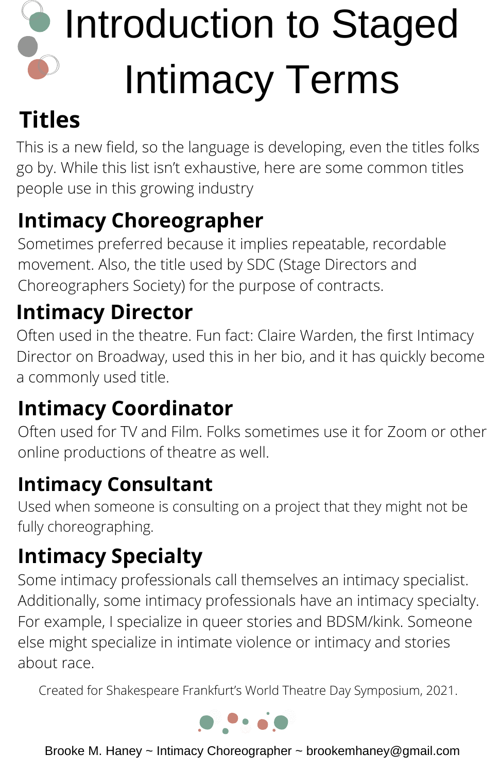# Introduction to Staged Intimacy Terms

## Titles

This is a new field, so the language is developing, even the titles folks go by. While this list isn't exhaustive, here are some common titles people use in this growing industry

### Intimacy Choreographer

Sometimes preferred because it implies repeatable, recordable movement. Also, the title used by SDC (Stage Directors and Choreographers Society) for the purpose of contracts.

### Intimacy Director

Often used in the theatre. Fun fact: Claire Warden, the first Intimacy Director on Broadway, used this in her bio, and it has quickly become a commonly used title.

### Intimacy Coordinator

Often used for TV and Film. Folks sometimes use it for Zoom or other online productions of theatre as well.

### Intimacy Consultant

Used when someone is consulting on a project that they might not be fully choreographing.

### Intimacy Specialty

Some intimacy professionals call themselves an intimacy specialist. Additionally, some intimacy professionals have an intimacy specialty. For example, I specialize in queer stories and BDSM/kink. Someone else might specialize in intimate violence or intimacy and stories about race.

Created for Shakespeare Frankfurt's World Theatre Day Symposium, 2021.

Brooke M. Haney ~ Intimacy Choreographer ~ brookemhaney@gmail.com